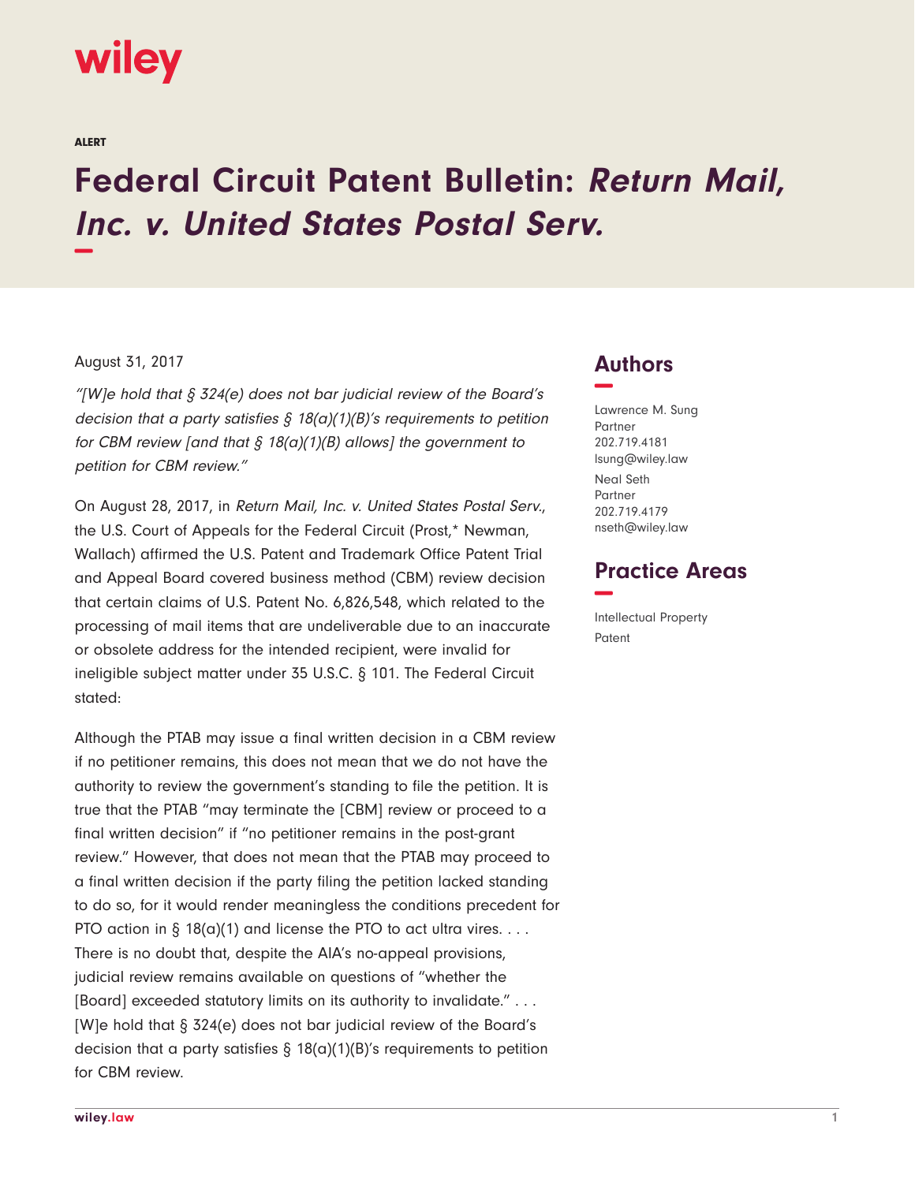wiley

ALERT

# Federal Circuit Patent Bulletin: *Return Mail, Inc. v. United States Postal Serv.*

August 31, 2017

*"[W]e hold that § 324(e) does not bar judicial review of the Board's decision that a party satisfies § 18(a)(1)(B)'s requirements to petition for CBM review [and that § 18(a)(1)(B) allows] the government to petition for CBM review."*

On August 28, 2017, in *Return Mail, Inc. v. United States Postal Serv.*, the U.S. Court of Appeals for the Federal Circuit (Prost,* Newman, Wallach) affirmed the U.S. Patent and Trademark Office Patent Trial and Appeal Board covered business method (CBM) review decision that certain claims of U.S. Patent No. 6,826,548, which related to the processing of mail items that are undeliverable due to an inaccurate or obsolete address for the intended recipient, were invalid for ineligible subject matter under 35 U.S.C. § 101. The Federal Circuit stated:

Although the PTAB may issue a final written decision in a CBM review if no petitioner remains, this does not mean that we do not have the authority to review the government's standing to file the petition. It is true that the PTAB "may terminate the [CBM] review or proceed to a final written decision" if "no petitioner remains in the post-grant review." However, that does not mean that the PTAB may proceed to a final written decision if the party filing the petition lacked standing to do so, for it would render meaningless the conditions precedent for PTO action in § 18(a)(1) and license the PTO to act ultra vires. . . . There is no doubt that, despite the AIA's no-appeal provisions, judicial review remains available on questions of "whether the [Board] exceeded statutory limits on its authority to invalidate." . . . [W]e hold that § 324(e) does not bar judicial review of the Board's decision that a party satisfies § 18(a)(1)(B)'s requirements to petition for CBM review.

## Authors

Lawrence M. Sung
Partner
202.719.4181
lsung@wiley.law

Neal Seth
Partner
202.719.4179
nseth@wiley.law

## Practice Areas

Intellectual Property
Patent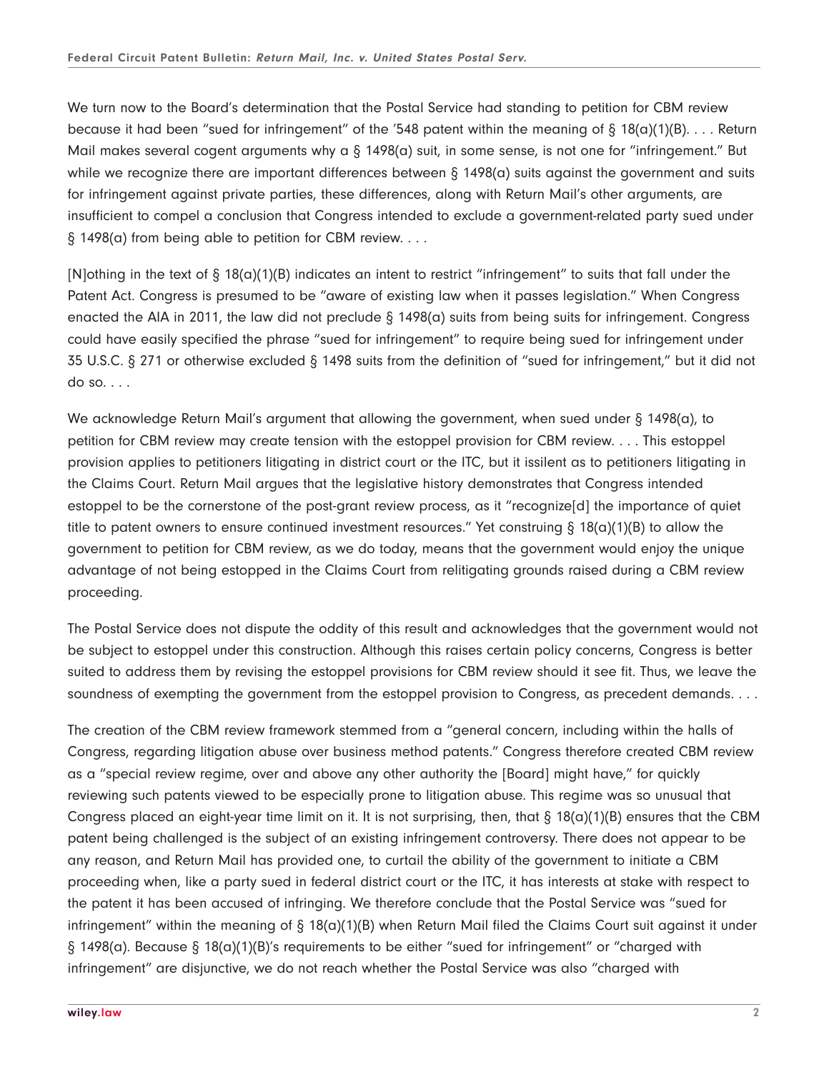We turn now to the Board's determination that the Postal Service had standing to petition for CBM review because it had been "sued for infringement" of the '548 patent within the meaning of § 18(a)(1)(B). . . . Return Mail makes several cogent arguments why a § 1498(a) suit, in some sense, is not one for "infringement." But while we recognize there are important differences between § 1498(a) suits against the government and suits for infringement against private parties, these differences, along with Return Mail's other arguments, are insufficient to compel a conclusion that Congress intended to exclude a government-related party sued under § 1498(a) from being able to petition for CBM review. . . .

[N]othing in the text of § 18(a)(1)(B) indicates an intent to restrict "infringement" to suits that fall under the Patent Act. Congress is presumed to be "aware of existing law when it passes legislation." When Congress enacted the AIA in 2011, the law did not preclude § 1498(a) suits from being suits for infringement. Congress could have easily specified the phrase "sued for infringement" to require being sued for infringement under 35 U.S.C. § 271 or otherwise excluded § 1498 suits from the definition of "sued for infringement," but it did not do so. . . .

We acknowledge Return Mail's argument that allowing the government, when sued under § 1498(a), to petition for CBM review may create tension with the estoppel provision for CBM review. . . . This estoppel provision applies to petitioners litigating in district court or the ITC, but it issilent as to petitioners litigating in the Claims Court. Return Mail argues that the legislative history demonstrates that Congress intended estoppel to be the cornerstone of the post-grant review process, as it "recognize[d] the importance of quiet title to patent owners to ensure continued investment resources." Yet construing § 18(a)(1)(B) to allow the government to petition for CBM review, as we do today, means that the government would enjoy the unique advantage of not being estopped in the Claims Court from relitigating grounds raised during a CBM review proceeding.

The Postal Service does not dispute the oddity of this result and acknowledges that the government would not be subject to estoppel under this construction. Although this raises certain policy concerns, Congress is better suited to address them by revising the estoppel provisions for CBM review should it see fit. Thus, we leave the soundness of exempting the government from the estoppel provision to Congress, as precedent demands. . . .

The creation of the CBM review framework stemmed from a "general concern, including within the halls of Congress, regarding litigation abuse over business method patents." Congress therefore created CBM review as a "special review regime, over and above any other authority the [Board] might have," for quickly reviewing such patents viewed to be especially prone to litigation abuse. This regime was so unusual that Congress placed an eight-year time limit on it. It is not surprising, then, that § 18(a)(1)(B) ensures that the CBM patent being challenged is the subject of an existing infringement controversy. There does not appear to be any reason, and Return Mail has provided one, to curtail the ability of the government to initiate a CBM proceeding when, like a party sued in federal district court or the ITC, it has interests at stake with respect to the patent it has been accused of infringing. We therefore conclude that the Postal Service was "sued for infringement" within the meaning of § 18(a)(1)(B) when Return Mail filed the Claims Court suit against it under § 1498(a). Because § 18(a)(1)(B)'s requirements to be either "sued for infringement" or "charged with infringement" are disjunctive, we do not reach whether the Postal Service was also "charged with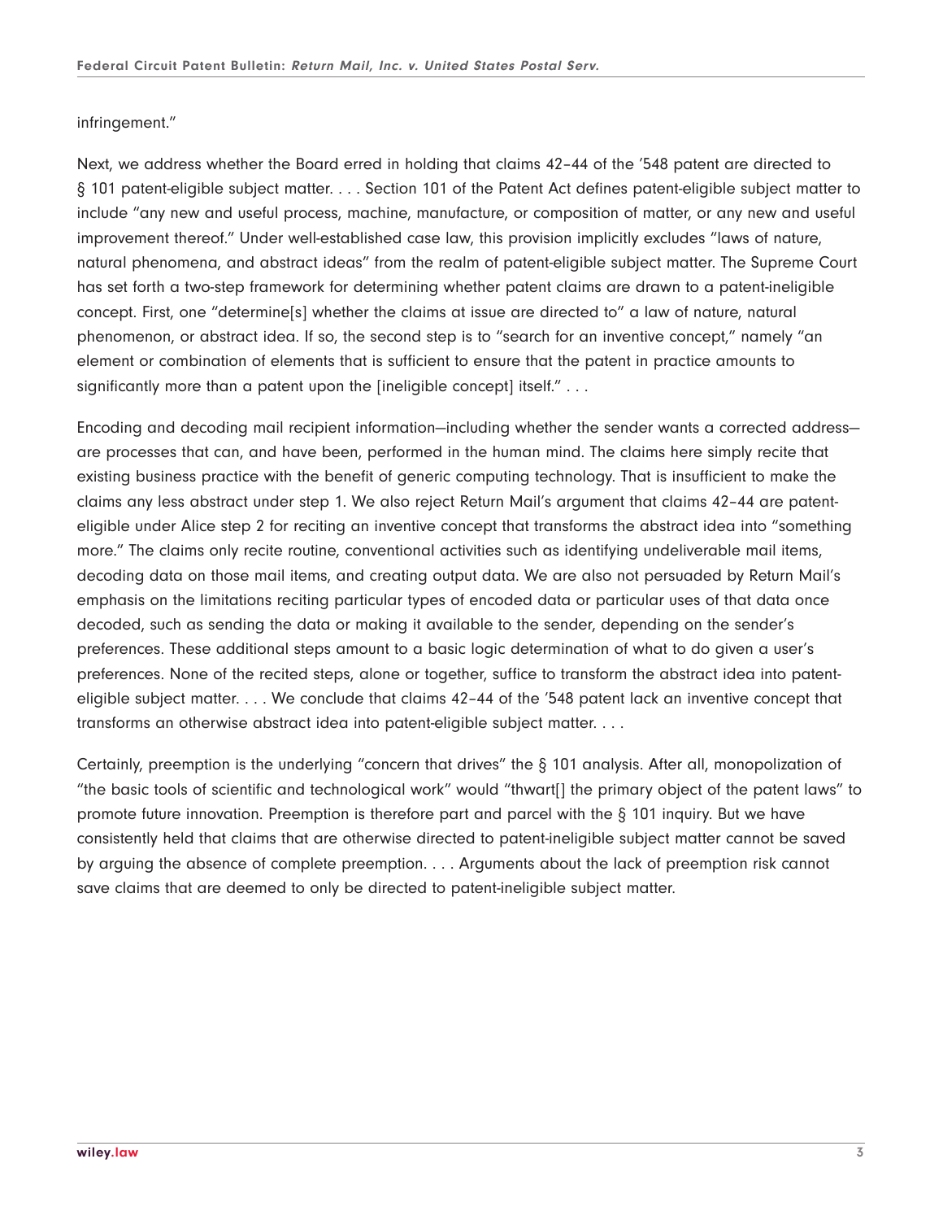infringement."

Next, we address whether the Board erred in holding that claims 42–44 of the '548 patent are directed to § 101 patent-eligible subject matter. . . . Section 101 of the Patent Act defines patent-eligible subject matter to include "any new and useful process, machine, manufacture, or composition of matter, or any new and useful improvement thereof." Under well-established case law, this provision implicitly excludes "laws of nature, natural phenomena, and abstract ideas" from the realm of patent-eligible subject matter. The Supreme Court has set forth a two-step framework for determining whether patent claims are drawn to a patent-ineligible concept. First, one "determine[s] whether the claims at issue are directed to" a law of nature, natural phenomenon, or abstract idea. If so, the second step is to "search for an inventive concept," namely "an element or combination of elements that is sufficient to ensure that the patent in practice amounts to significantly more than a patent upon the [ineligible concept] itself." . . .

Encoding and decoding mail recipient information—including whether the sender wants a corrected address—are processes that can, and have been, performed in the human mind. The claims here simply recite that existing business practice with the benefit of generic computing technology. That is insufficient to make the claims any less abstract under step 1. We also reject Return Mail's argument that claims 42–44 are patent-eligible under Alice step 2 for reciting an inventive concept that transforms the abstract idea into "something more." The claims only recite routine, conventional activities such as identifying undeliverable mail items, decoding data on those mail items, and creating output data. We are also not persuaded by Return Mail's emphasis on the limitations reciting particular types of encoded data or particular uses of that data once decoded, such as sending the data or making it available to the sender, depending on the sender's preferences. These additional steps amount to a basic logic determination of what to do given a user's preferences. None of the recited steps, alone or together, suffice to transform the abstract idea into patent-eligible subject matter. . . . We conclude that claims 42–44 of the '548 patent lack an inventive concept that transforms an otherwise abstract idea into patent-eligible subject matter. . . .

Certainly, preemption is the underlying "concern that drives" the § 101 analysis. After all, monopolization of "the basic tools of scientific and technological work" would "thwart[] the primary object of the patent laws" to promote future innovation. Preemption is therefore part and parcel with the § 101 inquiry. But we have consistently held that claims that are otherwise directed to patent-ineligible subject matter cannot be saved by arguing the absence of complete preemption. . . . Arguments about the lack of preemption risk cannot save claims that are deemed to only be directed to patent-ineligible subject matter.